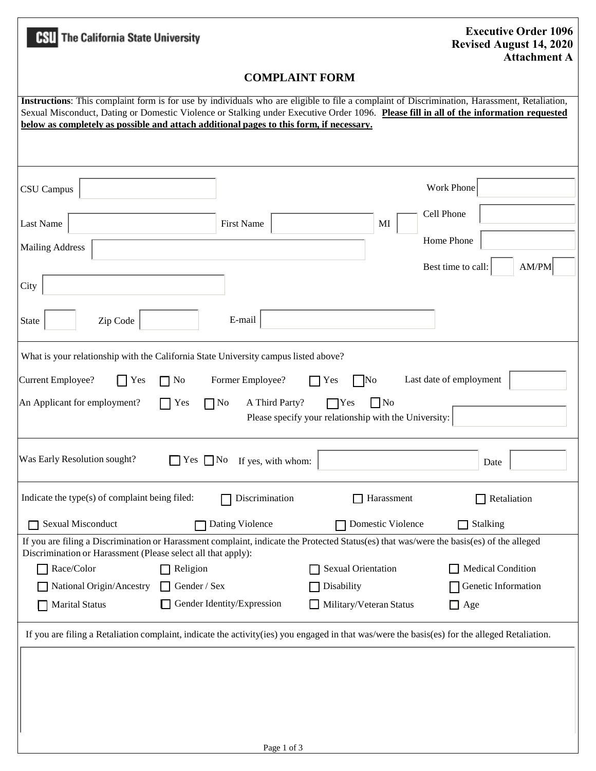**The California State University**

**Executive Order 1096**
**Revised August 14, 2020**
**Attachment A**

# COMPLAINT FORM

**Instructions**: This complaint form is for use by individuals who are eligible to file a complaint of Discrimination, Harassment, Retaliation, Sexual Misconduct, Dating or Domestic Violence or Stalking under Executive Order 1096. **Please fill in all of the information requested below as completely as possible and attach additional pages to this form, if necessary.**

CSU Campus ____________

Work Phone ____________

Last Name ____________ First Name ____________ MI ____

Cell Phone ____________

Mailing Address ____________

Home Phone ____________

Best time to call: ____ AM/PM ____

City ____________

State ____ Zip Code ____________ E-mail ____________

What is your relationship with the California State University campus listed above?

Current Employee? ☐ Yes ☐ No  Former Employee? ☐ Yes ☐ No  Last date of employment ____________

An Applicant for employment? ☐ Yes ☐ No  A Third Party? ☐ Yes ☐ No

Please specify your relationship with the University: ____________

Was Early Resolution sought? ☐ Yes ☐ No  If yes, with whom: ____________ Date ____________

Indicate the type(s) of complaint being filed: ☐ Discrimination ☐ Harassment ☐ Retaliation

☐ Sexual Misconduct ☐ Dating Violence ☐ Domestic Violence ☐ Stalking

If you are filing a Discrimination or Harassment complaint, indicate the Protected Status(es) that was/were the basis(es) of the alleged Discrimination or Harassment (Please select all that apply):

| | | | |
|---|---|---|---|
| ☐ Race/Color | ☐ Religion | ☐ Sexual Orientation | ☐ Medical Condition |
| ☐ National Origin/Ancestry | ☐ Gender / Sex | ☐ Disability | ☐ Genetic Information |
| ☐ Marital Status | ☐ Gender Identity/Expression | ☐ Military/Veteran Status | ☐ Age |

If you are filing a Retaliation complaint, indicate the activity(ies) you engaged in that was/were the basis(es) for the alleged Retaliation.

____________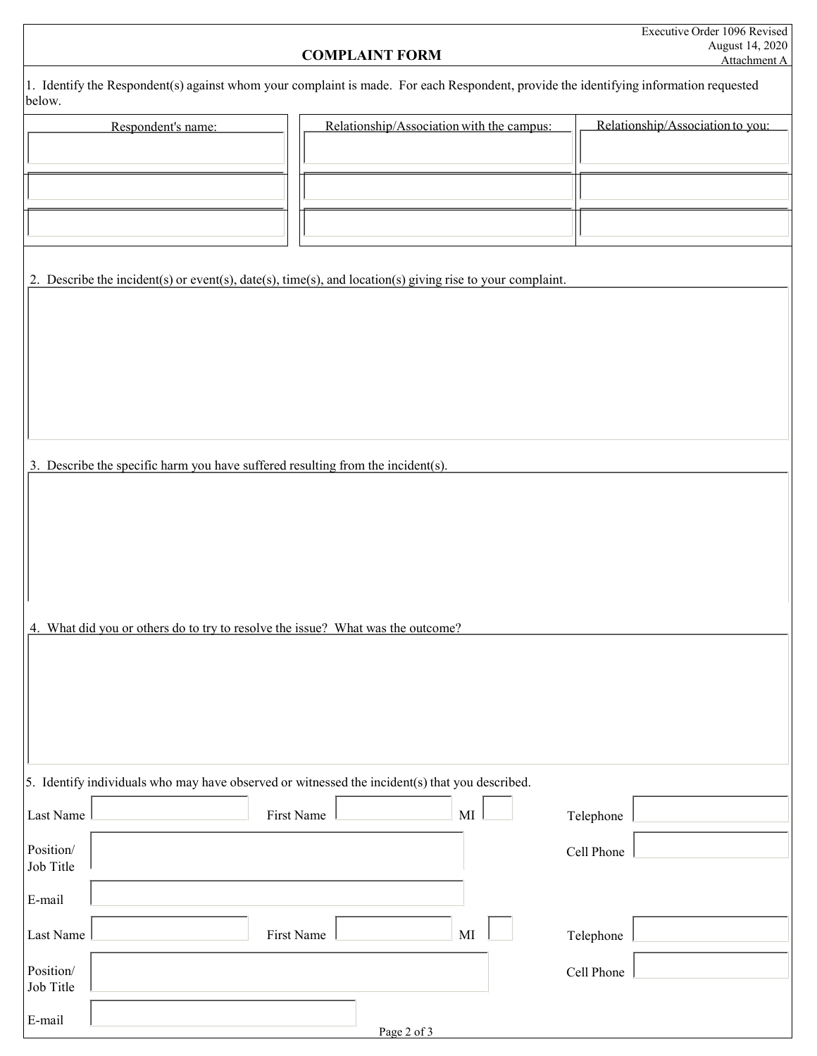Executive Order 1096 Revised
August 14, 2020
Attachment A

# COMPLAINT FORM

1. Identify the Respondent(s) against whom your complaint is made. For each Respondent, provide the identifying information requested below.

| Respondent's name: | Relationship/Association with the campus: | Relationship/Association to you: |
| --- | --- | --- |
| | | |
| | | |
| | | |

2. Describe the incident(s) or event(s), date(s), time(s), and location(s) giving rise to your complaint.

3. Describe the specific harm you have suffered resulting from the incident(s).

4. What did you or others do to try to resolve the issue? What was the outcome?

5. Identify individuals who may have observed or witnessed the incident(s) that you described.

Last Name ______ First Name ______ MI ___ Telephone ______

Position/ Job Title ______ Cell Phone ______

E-mail ______

Last Name ______ First Name ______ MI ___ Telephone ______

Position/ Job Title ______ Cell Phone ______

E-mail ______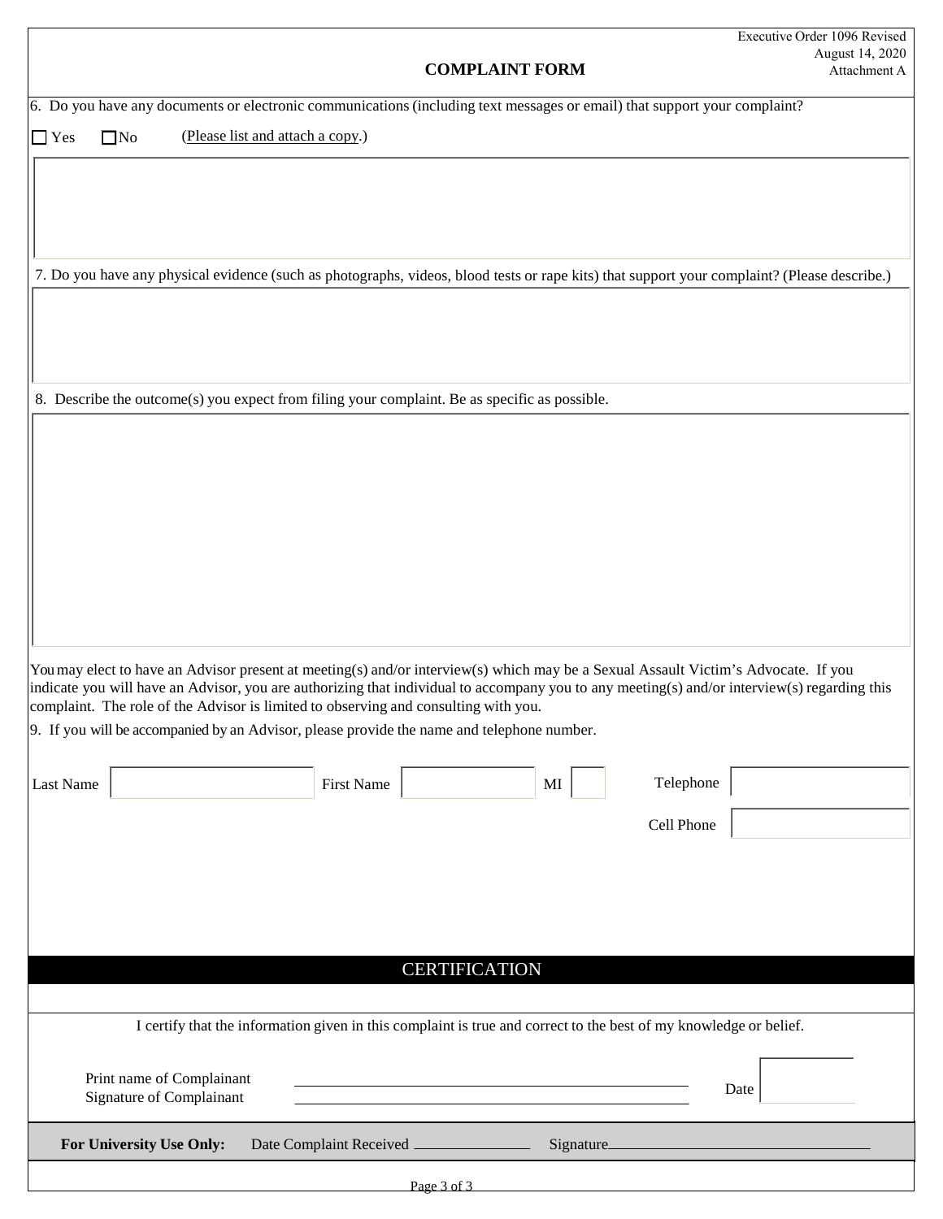Executive Order 1096 Revised
August 14, 2020
Attachment A

## COMPLAINT FORM

6. Do you have any documents or electronic communications (including text messages or email) that support your complaint?

☐ Yes ☐ No (Please list and attach a copy.)

7. Do you have any physical evidence (such as photographs, videos, blood tests or rape kits) that support your complaint? (Please describe.)

8. Describe the outcome(s) you expect from filing your complaint. Be as specific as possible.

You may elect to have an Advisor present at meeting(s) and/or interview(s) which may be a Sexual Assault Victim's Advocate. If you indicate you will have an Advisor, you are authorizing that individual to accompany you to any meeting(s) and/or interview(s) regarding this complaint. The role of the Advisor is limited to observing and consulting with you.

9. If you will be accompanied by an Advisor, please provide the name and telephone number.

Last Name ______ First Name ______ MI ___ Telephone ______

Cell Phone ______

## CERTIFICATION

I certify that the information given in this complaint is true and correct to the best of my knowledge or belief.

Print name of Complainant ______________________

Signature of Complainant ______________________ Date ______

**For University Use Only:** Date Complaint Received ______________ Signature______________________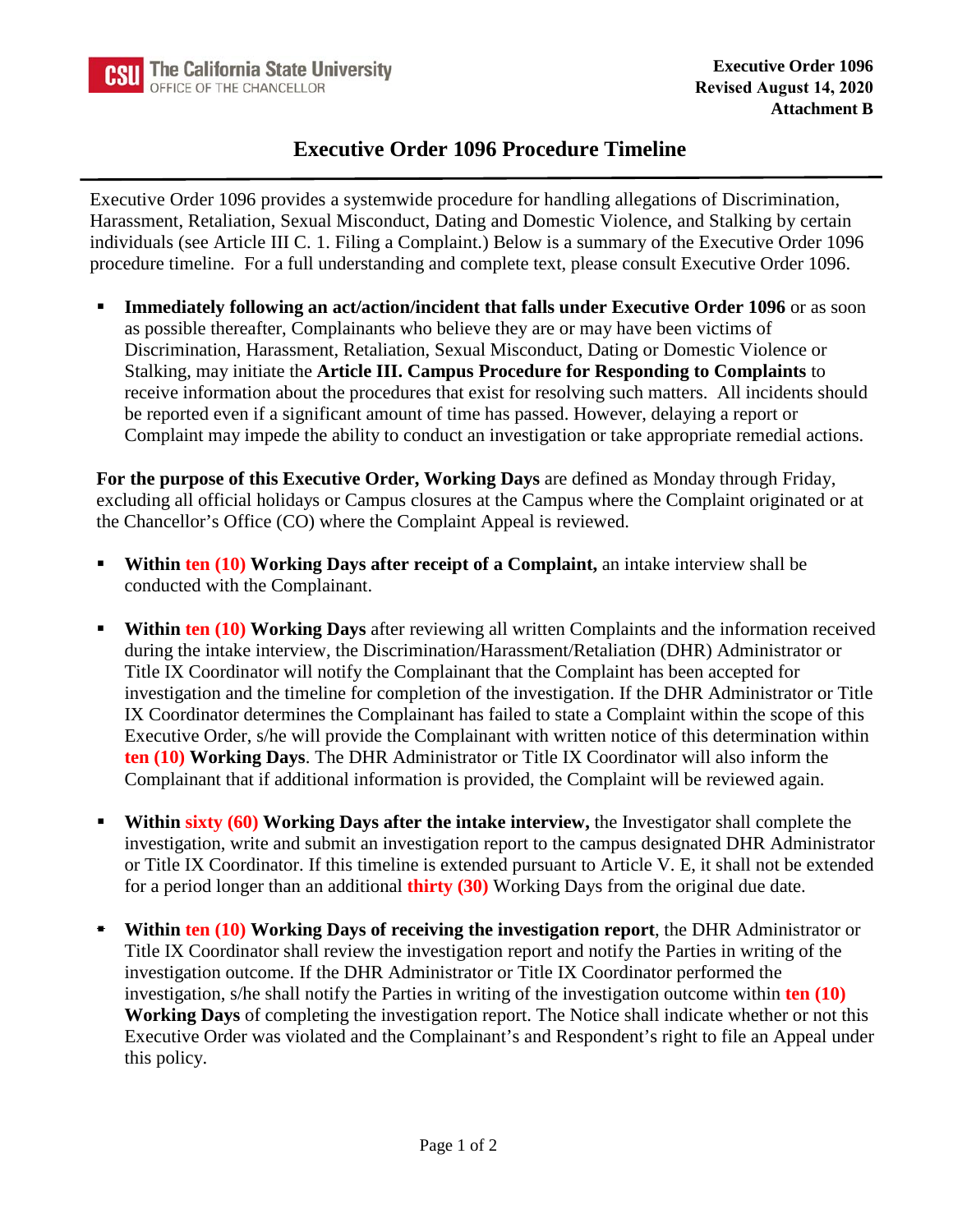**Executive Order 1096**
**Revised August 14, 2020**
**Attachment B**

# Executive Order 1096 Procedure Timeline

Executive Order 1096 provides a systemwide procedure for handling allegations of Discrimination, Harassment, Retaliation, Sexual Misconduct, Dating and Domestic Violence, and Stalking by certain individuals (see Article III C. 1. Filing a Complaint.) Below is a summary of the Executive Order 1096 procedure timeline. For a full understanding and complete text, please consult Executive Order 1096.

- **Immediately following an act/action/incident that falls under Executive Order 1096** or as soon as possible thereafter, Complainants who believe they are or may have been victims of Discrimination, Harassment, Retaliation, Sexual Misconduct, Dating or Domestic Violence or Stalking, may initiate the **Article III. Campus Procedure for Responding to Complaints** to receive information about the procedures that exist for resolving such matters. All incidents should be reported even if a significant amount of time has passed. However, delaying a report or Complaint may impede the ability to conduct an investigation or take appropriate remedial actions.

**For the purpose of this Executive Order, Working Days** are defined as Monday through Friday, excluding all official holidays or Campus closures at the Campus where the Complaint originated or at the Chancellor's Office (CO) where the Complaint Appeal is reviewed.

- **Within ten (10) Working Days after receipt of a Complaint,** an intake interview shall be conducted with the Complainant.
- **Within ten (10) Working Days** after reviewing all written Complaints and the information received during the intake interview, the Discrimination/Harassment/Retaliation (DHR) Administrator or Title IX Coordinator will notify the Complainant that the Complaint has been accepted for investigation and the timeline for completion of the investigation. If the DHR Administrator or Title IX Coordinator determines the Complainant has failed to state a Complaint within the scope of this Executive Order, s/he will provide the Complainant with written notice of this determination within **ten (10) Working Days**. The DHR Administrator or Title IX Coordinator will also inform the Complainant that if additional information is provided, the Complaint will be reviewed again.
- **Within sixty (60) Working Days after the intake interview,** the Investigator shall complete the investigation, write and submit an investigation report to the campus designated DHR Administrator or Title IX Coordinator. If this timeline is extended pursuant to Article V. E, it shall not be extended for a period longer than an additional **thirty (30)** Working Days from the original due date.
- **Within ten (10) Working Days of receiving the investigation report**, the DHR Administrator or Title IX Coordinator shall review the investigation report and notify the Parties in writing of the investigation outcome. If the DHR Administrator or Title IX Coordinator performed the investigation, s/he shall notify the Parties in writing of the investigation outcome within **ten (10) Working Days** of completing the investigation report. The Notice shall indicate whether or not this Executive Order was violated and the Complainant's and Respondent's right to file an Appeal under this policy.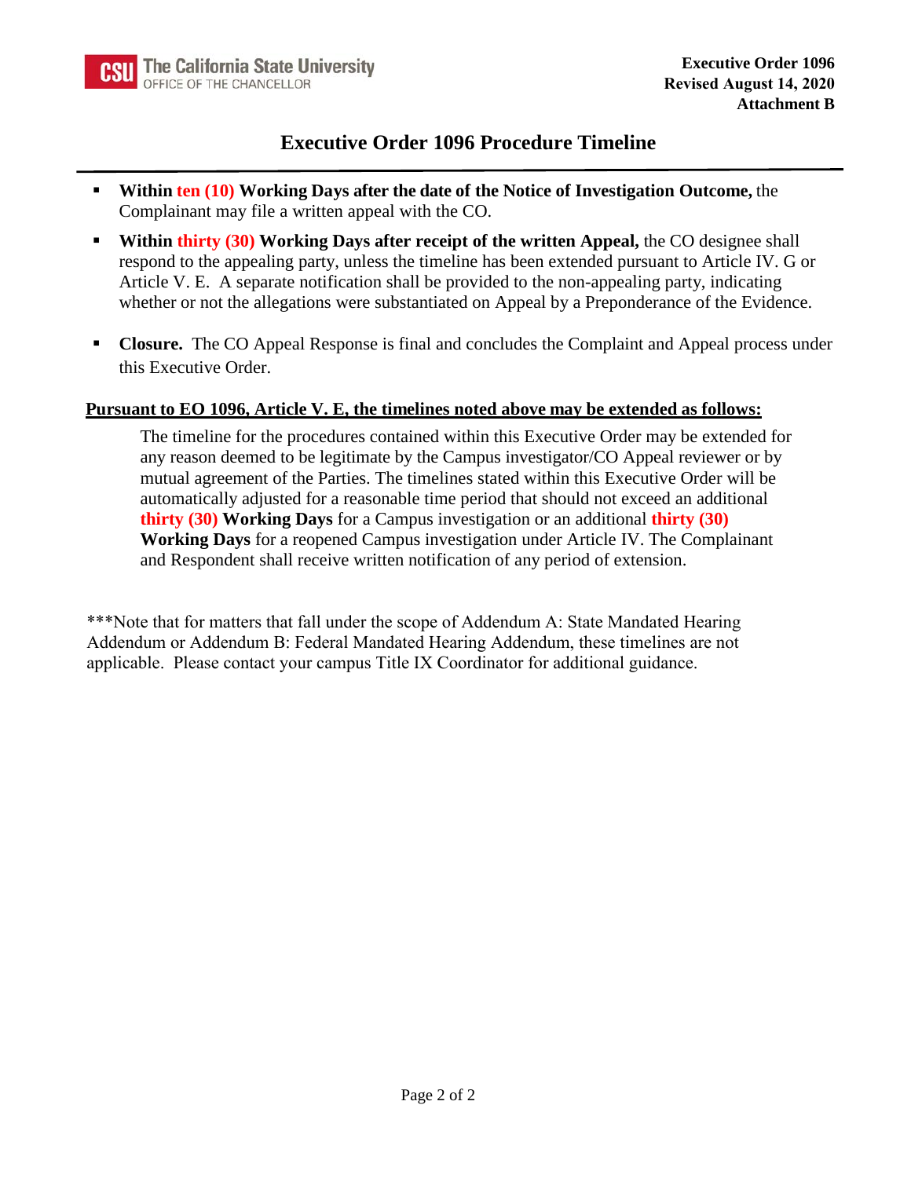# Executive Order 1096 Procedure Timeline

- **Within ten (10) Working Days after the date of the Notice of Investigation Outcome,** the Complainant may file a written appeal with the CO.
- **Within thirty (30) Working Days after receipt of the written Appeal,** the CO designee shall respond to the appealing party, unless the timeline has been extended pursuant to Article IV. G or Article V. E. A separate notification shall be provided to the non-appealing party, indicating whether or not the allegations were substantiated on Appeal by a Preponderance of the Evidence.
- **Closure.** The CO Appeal Response is final and concludes the Complaint and Appeal process under this Executive Order.

**Pursuant to EO 1096, Article V. E, the timelines noted above may be extended as follows:**

> The timeline for the procedures contained within this Executive Order may be extended for any reason deemed to be legitimate by the Campus investigator/CO Appeal reviewer or by mutual agreement of the Parties. The timelines stated within this Executive Order will be automatically adjusted for a reasonable time period that should not exceed an additional **thirty (30) Working Days** for a Campus investigation or an additional **thirty (30) Working Days** for a reopened Campus investigation under Article IV. The Complainant and Respondent shall receive written notification of any period of extension.

***Note that for matters that fall under the scope of Addendum A: State Mandated Hearing Addendum or Addendum B: Federal Mandated Hearing Addendum, these timelines are not applicable. Please contact your campus Title IX Coordinator for additional guidance.